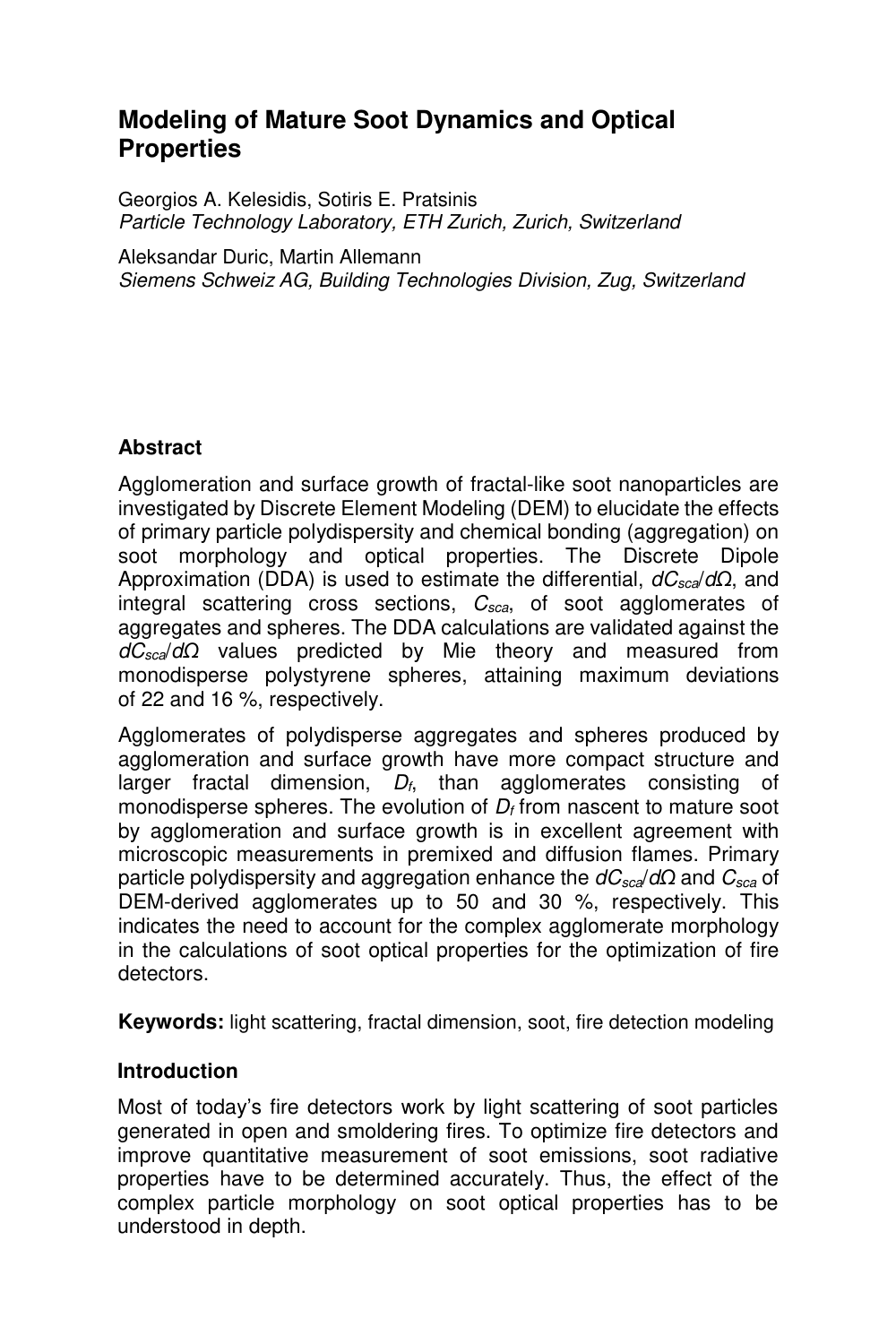# Modeling of Mature Soot Dynamics and Optical Properties

Georgios A. Kelesidis, Sotiris E. Pratsinis
*Particle Technology Laboratory, ETH Zurich, Zurich, Switzerland*

Aleksandar Duric, Martin Allemann
*Siemens Schweiz AG, Building Technologies Division, Zug, Switzerland*

## Abstract

Agglomeration and surface growth of fractal-like soot nanoparticles are investigated by Discrete Element Modeling (DEM) to elucidate the effects of primary particle polydispersity and chemical bonding (aggregation) on soot morphology and optical properties. The Discrete Dipole Approximation (DDA) is used to estimate the differential, $dC_{sca}/d\Omega$, and integral scattering cross sections, $C_{sca}$, of soot agglomerates of aggregates and spheres. The DDA calculations are validated against the $dC_{sca}/d\Omega$ values predicted by Mie theory and measured from monodisperse polystyrene spheres, attaining maximum deviations of 22 and 16 %, respectively.

Agglomerates of polydisperse aggregates and spheres produced by agglomeration and surface growth have more compact structure and larger fractal dimension, $D_f$, than agglomerates consisting of monodisperse spheres. The evolution of $D_f$ from nascent to mature soot by agglomeration and surface growth is in excellent agreement with microscopic measurements in premixed and diffusion flames. Primary particle polydispersity and aggregation enhance the $dC_{sca}/d\Omega$ and $C_{sca}$ of DEM-derived agglomerates up to 50 and 30 %, respectively. This indicates the need to account for the complex agglomerate morphology in the calculations of soot optical properties for the optimization of fire detectors.

**Keywords:** light scattering, fractal dimension, soot, fire detection modeling

## Introduction

Most of today's fire detectors work by light scattering of soot particles generated in open and smoldering fires. To optimize fire detectors and improve quantitative measurement of soot emissions, soot radiative properties have to be determined accurately. Thus, the effect of the complex particle morphology on soot optical properties has to be understood in depth.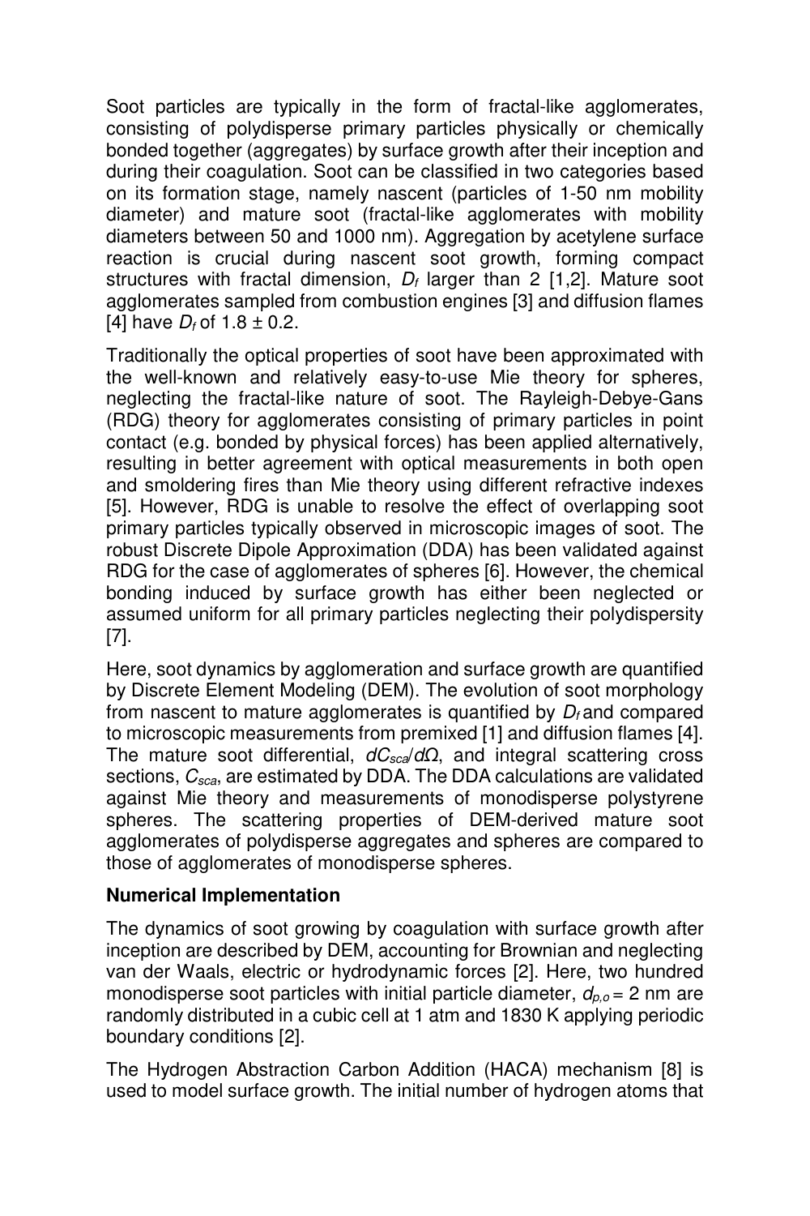Soot particles are typically in the form of fractal-like agglomerates, consisting of polydisperse primary particles physically or chemically bonded together (aggregates) by surface growth after their inception and during their coagulation. Soot can be classified in two categories based on its formation stage, namely nascent (particles of 1-50 nm mobility diameter) and mature soot (fractal-like agglomerates with mobility diameters between 50 and 1000 nm). Aggregation by acetylene surface reaction is crucial during nascent soot growth, forming compact structures with fractal dimension, $D_f$ larger than 2 [1,2]. Mature soot agglomerates sampled from combustion engines [3] and diffusion flames [4] have $D_f$ of 1.8 ± 0.2.

Traditionally the optical properties of soot have been approximated with the well-known and relatively easy-to-use Mie theory for spheres, neglecting the fractal-like nature of soot. The Rayleigh-Debye-Gans (RDG) theory for agglomerates consisting of primary particles in point contact (e.g. bonded by physical forces) has been applied alternatively, resulting in better agreement with optical measurements in both open and smoldering fires than Mie theory using different refractive indexes [5]. However, RDG is unable to resolve the effect of overlapping soot primary particles typically observed in microscopic images of soot. The robust Discrete Dipole Approximation (DDA) has been validated against RDG for the case of agglomerates of spheres [6]. However, the chemical bonding induced by surface growth has either been neglected or assumed uniform for all primary particles neglecting their polydispersity [7].

Here, soot dynamics by agglomeration and surface growth are quantified by Discrete Element Modeling (DEM). The evolution of soot morphology from nascent to mature agglomerates is quantified by $D_f$ and compared to microscopic measurements from premixed [1] and diffusion flames [4]. The mature soot differential, $dC_{sca}/d\Omega$, and integral scattering cross sections, $C_{sca}$, are estimated by DDA. The DDA calculations are validated against Mie theory and measurements of monodisperse polystyrene spheres. The scattering properties of DEM-derived mature soot agglomerates of polydisperse aggregates and spheres are compared to those of agglomerates of monodisperse spheres.

## Numerical Implementation

The dynamics of soot growing by coagulation with surface growth after inception are described by DEM, accounting for Brownian and neglecting van der Waals, electric or hydrodynamic forces [2]. Here, two hundred monodisperse soot particles with initial particle diameter, $d_{p,o}$ = 2 nm are randomly distributed in a cubic cell at 1 atm and 1830 K applying periodic boundary conditions [2].

The Hydrogen Abstraction Carbon Addition (HACA) mechanism [8] is used to model surface growth. The initial number of hydrogen atoms that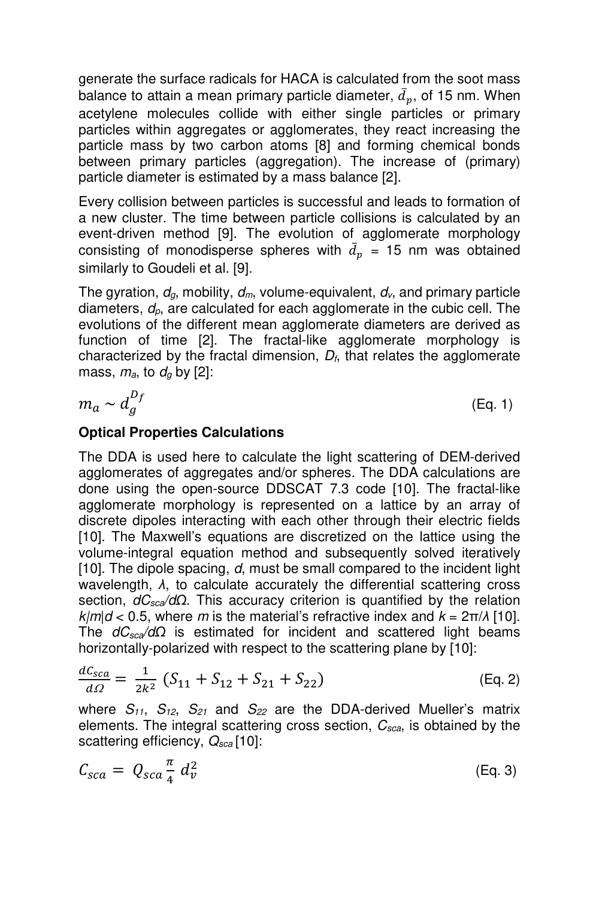generate the surface radicals for HACA is calculated from the soot mass balance to attain a mean primary particle diameter, $\bar{d}_p$, of 15 nm. When acetylene molecules collide with either single particles or primary particles within aggregates or agglomerates, they react increasing the particle mass by two carbon atoms [8] and forming chemical bonds between primary particles (aggregation). The increase of (primary) particle diameter is estimated by a mass balance [2].

Every collision between particles is successful and leads to formation of a new cluster. The time between particle collisions is calculated by an event-driven method [9]. The evolution of agglomerate morphology consisting of monodisperse spheres with $\bar{d}_p$ = 15 nm was obtained similarly to Goudeli et al. [9].

The gyration, $d_g$, mobility, $d_m$, volume-equivalent, $d_v$, and primary particle diameters, $d_p$, are calculated for each agglomerate in the cubic cell. The evolutions of the different mean agglomerate diameters are derived as function of time [2]. The fractal-like agglomerate morphology is characterized by the fractal dimension, $D_f$, that relates the agglomerate mass, $m_a$, to $d_g$ by [2]:

$$m_a \sim d_g^{D_f} \quad \text{(Eq. 1)}$$

### Optical Properties Calculations

The DDA is used here to calculate the light scattering of DEM-derived agglomerates of aggregates and/or spheres. The DDA calculations are done using the open-source DDSCAT 7.3 code [10]. The fractal-like agglomerate morphology is represented on a lattice by an array of discrete dipoles interacting with each other through their electric fields [10]. The Maxwell's equations are discretized on the lattice using the volume-integral equation method and subsequently solved iteratively [10]. The dipole spacing, $d$, must be small compared to the incident light wavelength, $\lambda$, to calculate accurately the differential scattering cross section, $dC_{sca}/d\Omega$. This accuracy criterion is quantified by the relation $k|m|d < 0.5$, where $m$ is the material's refractive index and $k = 2\pi/\lambda$ [10]. The $dC_{sca}/d\Omega$ is estimated for incident and scattered light beams horizontally-polarized with respect to the scattering plane by [10]:

$$\frac{dC_{sca}}{d\Omega} = \frac{1}{2k^2}\left(S_{11} + S_{12} + S_{21} + S_{22}\right) \quad \text{(Eq. 2)}$$

where $S_{11}$, $S_{12}$, $S_{21}$ and $S_{22}$ are the DDA-derived Mueller's matrix elements. The integral scattering cross section, $C_{sca}$, is obtained by the scattering efficiency, $Q_{sca}$ [10]:

$$C_{sca} = Q_{sca}\frac{\pi}{4}d_v^2 \quad \text{(Eq. 3)}$$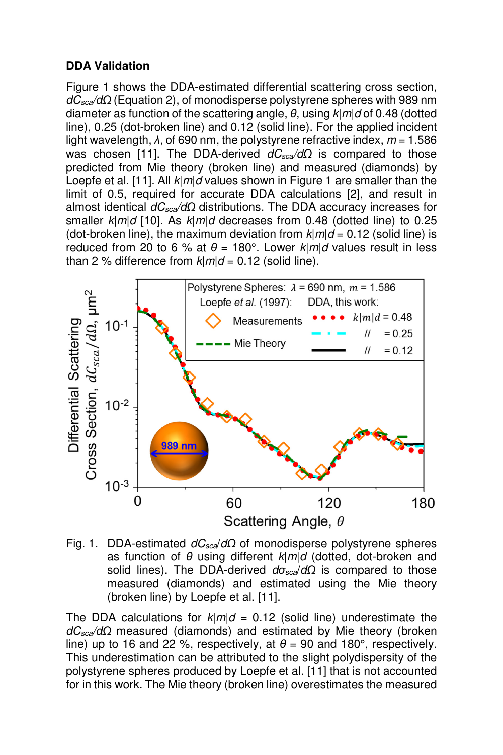### DDA Validation

Figure 1 shows the DDA-estimated differential scattering cross section, $dC_{sca}/d\Omega$ (Equation 2), of monodisperse polystyrene spheres with 989 nm diameter as function of the scattering angle, $\theta$, using $k|m|d$ of 0.48 (dotted line), 0.25 (dot-broken line) and 0.12 (solid line). For the applied incident light wavelength, $\lambda$, of 690 nm, the polystyrene refractive index, $m = 1.586$ was chosen [11]. The DDA-derived $dC_{sca}/d\Omega$ is compared to those predicted from Mie theory (broken line) and measured (diamonds) by Loepfe et al. [11]. All $k|m|d$ values shown in Figure 1 are smaller than the limit of 0.5, required for accurate DDA calculations [2], and result in almost identical $dC_{sca}/d\Omega$ distributions. The DDA accuracy increases for smaller $k|m|d$ [10]. As $k|m|d$ decreases from 0.48 (dotted line) to 0.25 (dot-broken line), the maximum deviation from $k|m|d = 0.12$ (solid line) is reduced from 20 to 6 % at $\theta = 180°$. Lower $k|m|d$ values result in less than 2 % difference from $k|m|d = 0.12$ (solid line).

Fig. 1. DDA-estimated $dC_{sca}/d\Omega$ of monodisperse polystyrene spheres as function of $\theta$ using different $k|m|d$ (dotted, dot-broken and solid lines). The DDA-derived $d\sigma_{sca}/d\Omega$ is compared to those measured (diamonds) and estimated using the Mie theory (broken line) by Loepfe et al. [11].

The DDA calculations for $k|m|d = 0.12$ (solid line) underestimate the $dC_{sca}/d\Omega$ measured (diamonds) and estimated by Mie theory (broken line) up to 16 and 22 %, respectively, at $\theta = 90$ and 180°, respectively. This underestimation can be attributed to the slight polydispersity of the polystyrene spheres produced by Loepfe et al. [11] that is not accounted for in this work. The Mie theory (broken line) overestimates the measured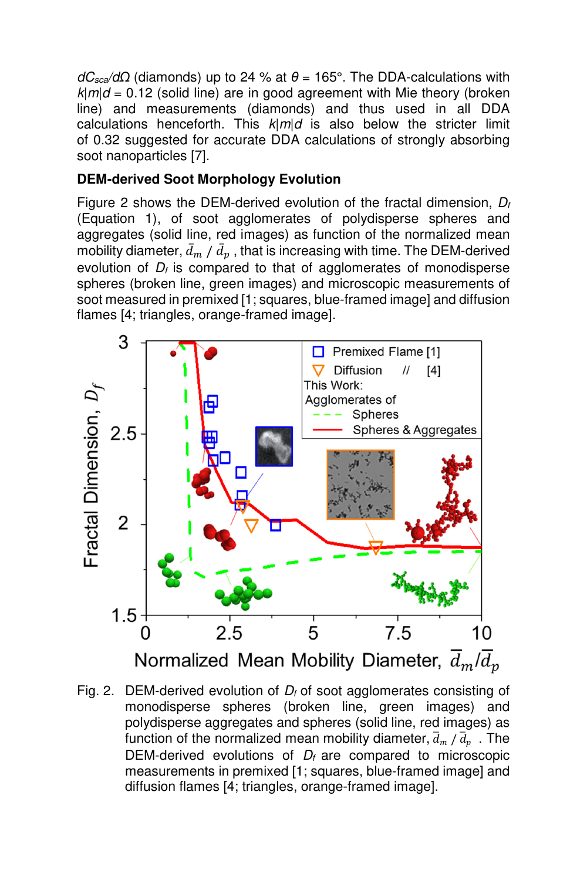$dC_{sca}/d\Omega$ (diamonds) up to 24 % at $\theta$ = 165°. The DDA-calculations with $k|m|d$ = 0.12 (solid line) are in good agreement with Mie theory (broken line) and measurements (diamonds) and thus used in all DDA calculations henceforth. This $k|m|d$ is also below the stricter limit of 0.32 suggested for accurate DDA calculations of strongly absorbing soot nanoparticles [7].

**DEM-derived Soot Morphology Evolution**

Figure 2 shows the DEM-derived evolution of the fractal dimension, $D_f$ (Equation 1), of soot agglomerates of polydisperse spheres and aggregates (solid line, red images) as function of the normalized mean mobility diameter, $\bar{d}_m$ / $\bar{d}_p$ , that is increasing with time. The DEM-derived evolution of $D_f$ is compared to that of agglomerates of monodisperse spheres (broken line, green images) and microscopic measurements of soot measured in premixed [1; squares, blue-framed image] and diffusion flames [4; triangles, orange-framed image].

Fig. 2. DEM-derived evolution of $D_f$ of soot agglomerates consisting of monodisperse spheres (broken line, green images) and polydisperse aggregates and spheres (solid line, red images) as function of the normalized mean mobility diameter, $\bar{d}_m$ / $\bar{d}_p$ . The DEM-derived evolutions of $D_f$ are compared to microscopic measurements in premixed [1; squares, blue-framed image] and diffusion flames [4; triangles, orange-framed image].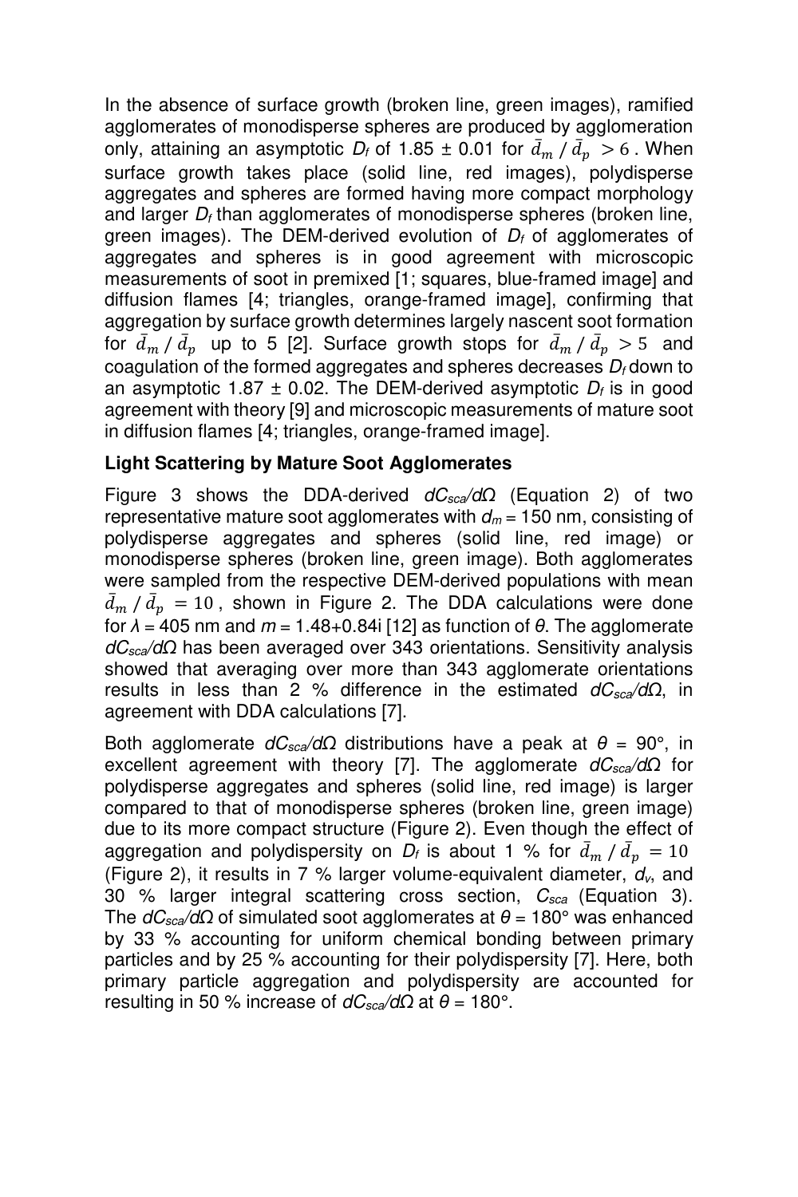In the absence of surface growth (broken line, green images), ramified agglomerates of monodisperse spheres are produced by agglomeration only, attaining an asymptotic $D_f$ of 1.85 ± 0.01 for $\bar{d}_m / \bar{d}_p > 6$. When surface growth takes place (solid line, red images), polydisperse aggregates and spheres are formed having more compact morphology and larger $D_f$ than agglomerates of monodisperse spheres (broken line, green images). The DEM-derived evolution of $D_f$ of agglomerates of aggregates and spheres is in good agreement with microscopic measurements of soot in premixed [1; squares, blue-framed image] and diffusion flames [4; triangles, orange-framed image], confirming that aggregation by surface growth determines largely nascent soot formation for $\bar{d}_m / \bar{d}_p$ up to 5 [2]. Surface growth stops for $\bar{d}_m / \bar{d}_p > 5$ and coagulation of the formed aggregates and spheres decreases $D_f$ down to an asymptotic 1.87 ± 0.02. The DEM-derived asymptotic $D_f$ is in good agreement with theory [9] and microscopic measurements of mature soot in diffusion flames [4; triangles, orange-framed image].

**Light Scattering by Mature Soot Agglomerates**

Figure 3 shows the DDA-derived $dC_{sca}/d\Omega$ (Equation 2) of two representative mature soot agglomerates with $d_m$ = 150 nm, consisting of polydisperse aggregates and spheres (solid line, red image) or monodisperse spheres (broken line, green image). Both agglomerates were sampled from the respective DEM-derived populations with mean $\bar{d}_m / \bar{d}_p = 10$, shown in Figure 2. The DDA calculations were done for $\lambda$ = 405 nm and $m$ = 1.48+0.84i [12] as function of $\theta$. The agglomerate $dC_{sca}/d\Omega$ has been averaged over 343 orientations. Sensitivity analysis showed that averaging over more than 343 agglomerate orientations results in less than 2 % difference in the estimated $dC_{sca}/d\Omega$, in agreement with DDA calculations [7].

Both agglomerate $dC_{sca}/d\Omega$ distributions have a peak at $\theta$ = 90°, in excellent agreement with theory [7]. The agglomerate $dC_{sca}/d\Omega$ for polydisperse aggregates and spheres (solid line, red image) is larger compared to that of monodisperse spheres (broken line, green image) due to its more compact structure (Figure 2). Even though the effect of aggregation and polydispersity on $D_f$ is about 1 % for $\bar{d}_m / \bar{d}_p = 10$ (Figure 2), it results in 7 % larger volume-equivalent diameter, $d_v$, and 30 % larger integral scattering cross section, $C_{sca}$ (Equation 3). The $dC_{sca}/d\Omega$ of simulated soot agglomerates at $\theta$ = 180° was enhanced by 33 % accounting for uniform chemical bonding between primary particles and by 25 % accounting for their polydispersity [7]. Here, both primary particle aggregation and polydispersity are accounted for resulting in 50 % increase of $dC_{sca}/d\Omega$ at $\theta$ = 180°.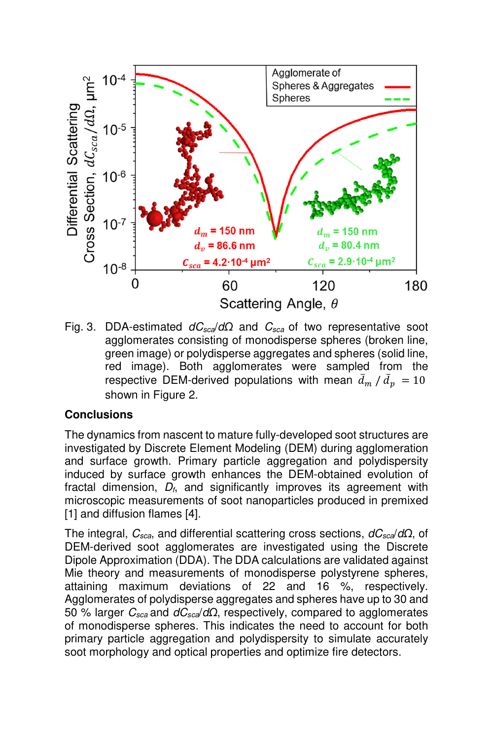Fig. 3. DDA-estimated $dC_{sca}/d\Omega$ and $C_{sca}$ of two representative soot agglomerates consisting of monodisperse spheres (broken line, green image) or polydisperse aggregates and spheres (solid line, red image). Both agglomerates were sampled from the respective DEM-derived populations with mean $\bar{d}_m / \bar{d}_p = 10$ shown in Figure 2.

## Conclusions

The dynamics from nascent to mature fully-developed soot structures are investigated by Discrete Element Modeling (DEM) during agglomeration and surface growth. Primary particle aggregation and polydispersity induced by surface growth enhances the DEM-obtained evolution of fractal dimension, $D_f$, and significantly improves its agreement with microscopic measurements of soot nanoparticles produced in premixed [1] and diffusion flames [4].

The integral, $C_{sca}$, and differential scattering cross sections, $dC_{sca}/d\Omega$, of DEM-derived soot agglomerates are investigated using the Discrete Dipole Approximation (DDA). The DDA calculations are validated against Mie theory and measurements of monodisperse polystyrene spheres, attaining maximum deviations of 22 and 16 %, respectively. Agglomerates of polydisperse aggregates and spheres have up to 30 and 50 % larger $C_{sca}$ and $dC_{sca}/d\Omega$, respectively, compared to agglomerates of monodisperse spheres. This indicates the need to account for both primary particle aggregation and polydispersity to simulate accurately soot morphology and optical properties and optimize fire detectors.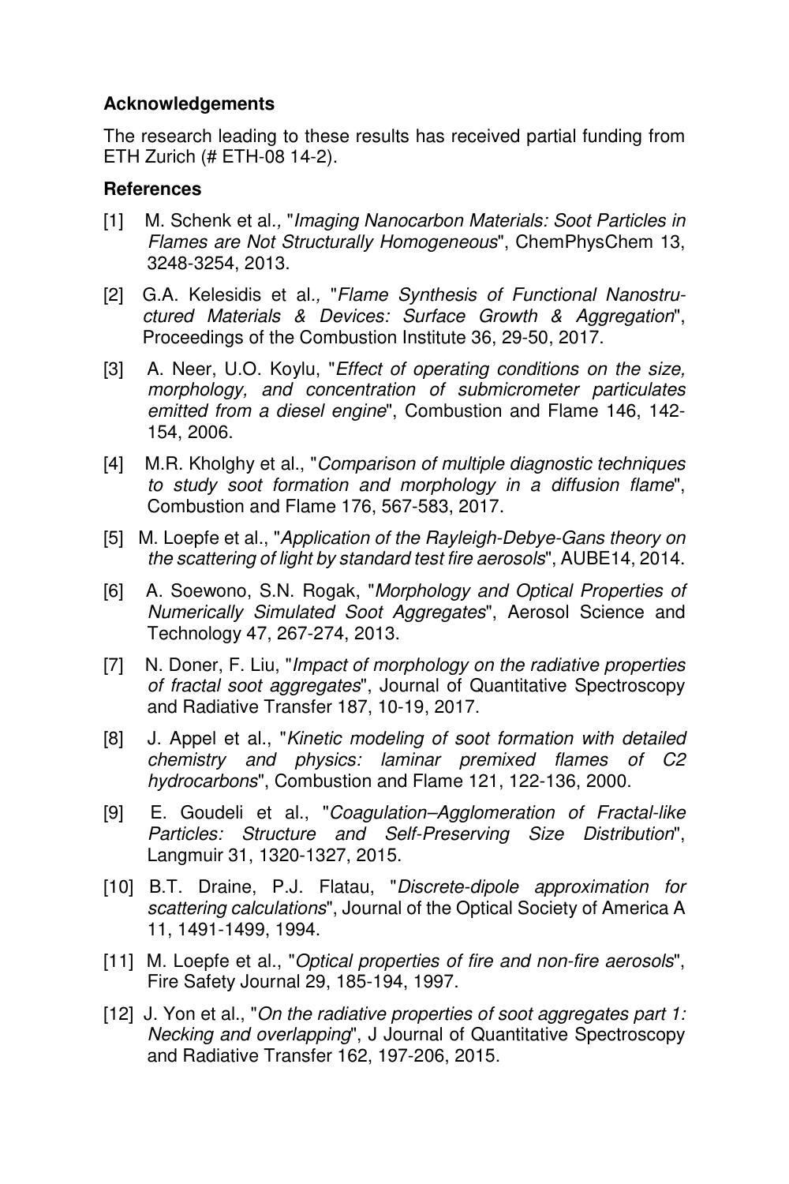## Acknowledgements

The research leading to these results has received partial funding from ETH Zurich (# ETH-08 14-2).

## References

[1] M. Schenk et al., "*Imaging Nanocarbon Materials: Soot Particles in Flames are Not Structurally Homogeneous*", ChemPhysChem 13, 3248-3254, 2013.

[2] G.A. Kelesidis et al., "*Flame Synthesis of Functional Nanostructured Materials & Devices: Surface Growth & Aggregation*", Proceedings of the Combustion Institute 36, 29-50, 2017.

[3] A. Neer, U.O. Koylu, "*Effect of operating conditions on the size, morphology, and concentration of submicrometer particulates emitted from a diesel engine*", Combustion and Flame 146, 142-154, 2006.

[4] M.R. Kholghy et al., "*Comparison of multiple diagnostic techniques to study soot formation and morphology in a diffusion flame*", Combustion and Flame 176, 567-583, 2017.

[5] M. Loepfe et al., "*Application of the Rayleigh-Debye-Gans theory on the scattering of light by standard test fire aerosols*", AUBE14, 2014.

[6] A. Soewono, S.N. Rogak, "*Morphology and Optical Properties of Numerically Simulated Soot Aggregates*", Aerosol Science and Technology 47, 267-274, 2013.

[7] N. Doner, F. Liu, "*Impact of morphology on the radiative properties of fractal soot aggregates*", Journal of Quantitative Spectroscopy and Radiative Transfer 187, 10-19, 2017.

[8] J. Appel et al., "*Kinetic modeling of soot formation with detailed chemistry and physics: laminar premixed flames of C2 hydrocarbons*", Combustion and Flame 121, 122-136, 2000.

[9] E. Goudeli et al., "*Coagulation–Agglomeration of Fractal-like Particles: Structure and Self-Preserving Size Distribution*", Langmuir 31, 1320-1327, 2015.

[10] B.T. Draine, P.J. Flatau, "*Discrete-dipole approximation for scattering calculations*", Journal of the Optical Society of America A 11, 1491-1499, 1994.

[11] M. Loepfe et al., "*Optical properties of fire and non-fire aerosols*", Fire Safety Journal 29, 185-194, 1997.

[12] J. Yon et al., "*On the radiative properties of soot aggregates part 1: Necking and overlapping*", J Journal of Quantitative Spectroscopy and Radiative Transfer 162, 197-206, 2015.